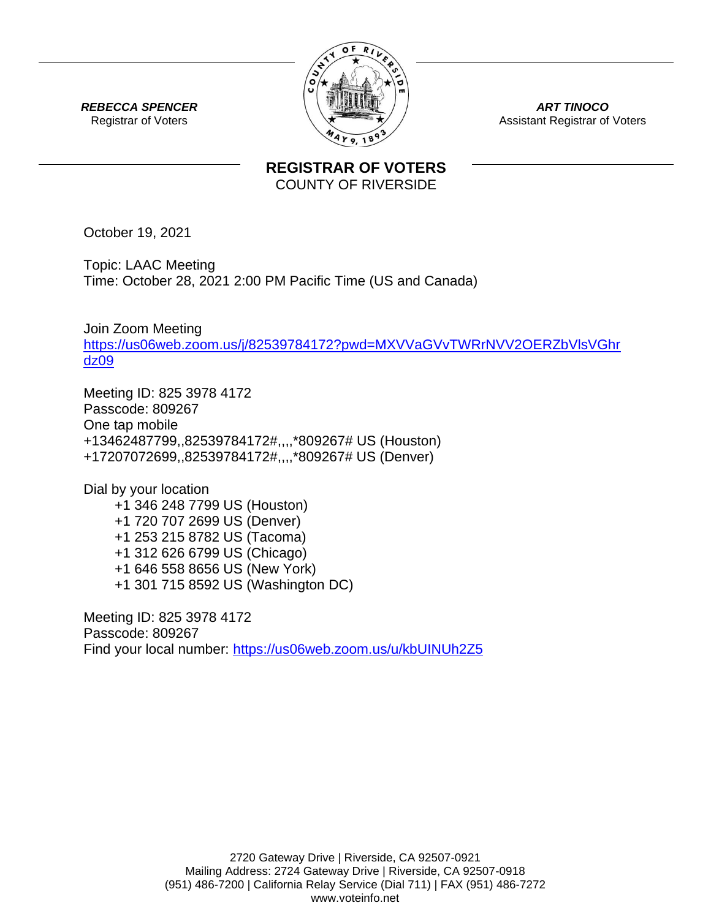**REBECCA SPENCER**
Registrar of Voters

**ART TINOCO**
Assistant Registrar of Voters

# REGISTRAR OF VOTERS

COUNTY OF RIVERSIDE

October 19, 2021

Topic: LAAC Meeting
Time: October 28, 2021 2:00 PM Pacific Time (US and Canada)

Join Zoom Meeting
https://us06web.zoom.us/j/82539784172?pwd=MXVVaGVvTWRrNVV2OERZbVlsVGhrdz09

Meeting ID: 825 3978 4172
Passcode: 809267
One tap mobile
+13462487799,,82539784172#,,,,*809267# US (Houston)
+17207072699,,82539784172#,,,,*809267# US (Denver)

Dial by your location
- +1 346 248 7799 US (Houston)
- +1 720 707 2699 US (Denver)
- +1 253 215 8782 US (Tacoma)
- +1 312 626 6799 US (Chicago)
- +1 646 558 8656 US (New York)
- +1 301 715 8592 US (Washington DC)

Meeting ID: 825 3978 4172
Passcode: 809267
Find your local number: https://us06web.zoom.us/u/kbUINUh2Z5

2720 Gateway Drive | Riverside, CA 92507-0921
Mailing Address: 2724 Gateway Drive | Riverside, CA 92507-0918
(951) 486-7200 | California Relay Service (Dial 711) | FAX (951) 486-7272
www.voteinfo.net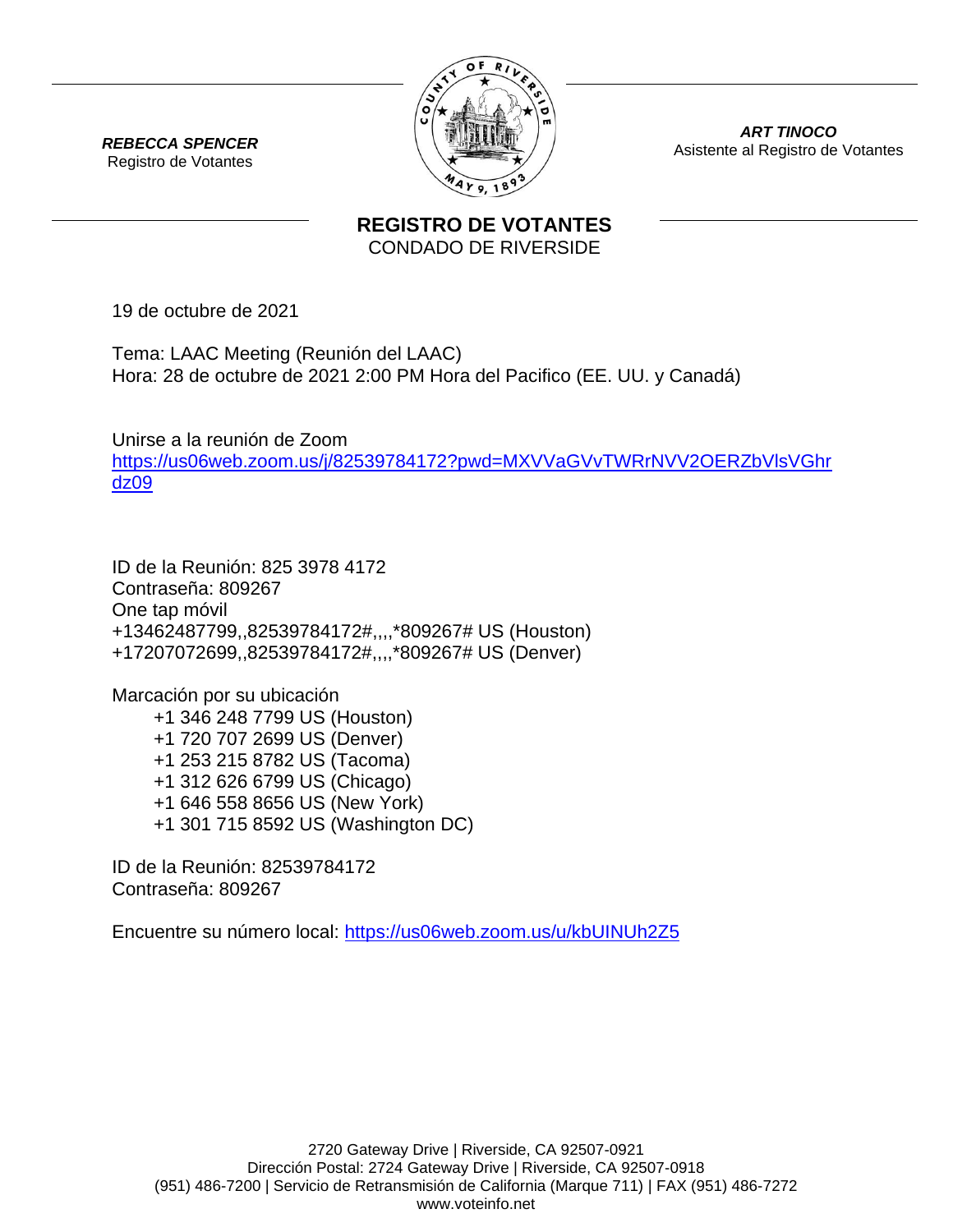***REBECCA SPENCER***
Registro de Votantes

***ART TINOCO***
Asistente al Registro de Votantes

**REGISTRO DE VOTANTES**
CONDADO DE RIVERSIDE

19 de octubre de 2021

Tema: LAAC Meeting (Reunión del LAAC)
Hora: 28 de octubre de 2021 2:00 PM Hora del Pacifico (EE. UU. y Canadá)

Unirse a la reunión de Zoom
https://us06web.zoom.us/j/82539784172?pwd=MXVVaGVvTWRrNVV2OERZbVlsVGhrdz09

ID de la Reunión: 825 3978 4172
Contraseña: 809267
One tap móvil
+13462487799,,82539784172#,,,,*809267# US (Houston)
+17207072699,,82539784172#,,,,*809267# US (Denver)

Marcación por su ubicación
- +1 346 248 7799 US (Houston)
- +1 720 707 2699 US (Denver)
- +1 253 215 8782 US (Tacoma)
- +1 312 626 6799 US (Chicago)
- +1 646 558 8656 US (New York)
- +1 301 715 8592 US (Washington DC)

ID de la Reunión: 82539784172
Contraseña: 809267

Encuentre su número local: https://us06web.zoom.us/u/kbUINUh2Z5

2720 Gateway Drive | Riverside, CA 92507-0921
Dirección Postal: 2724 Gateway Drive | Riverside, CA 92507-0918
(951) 486-7200 | Servicio de Retransmisión de California (Marque 711) | FAX (951) 486-7272
www.voteinfo.net